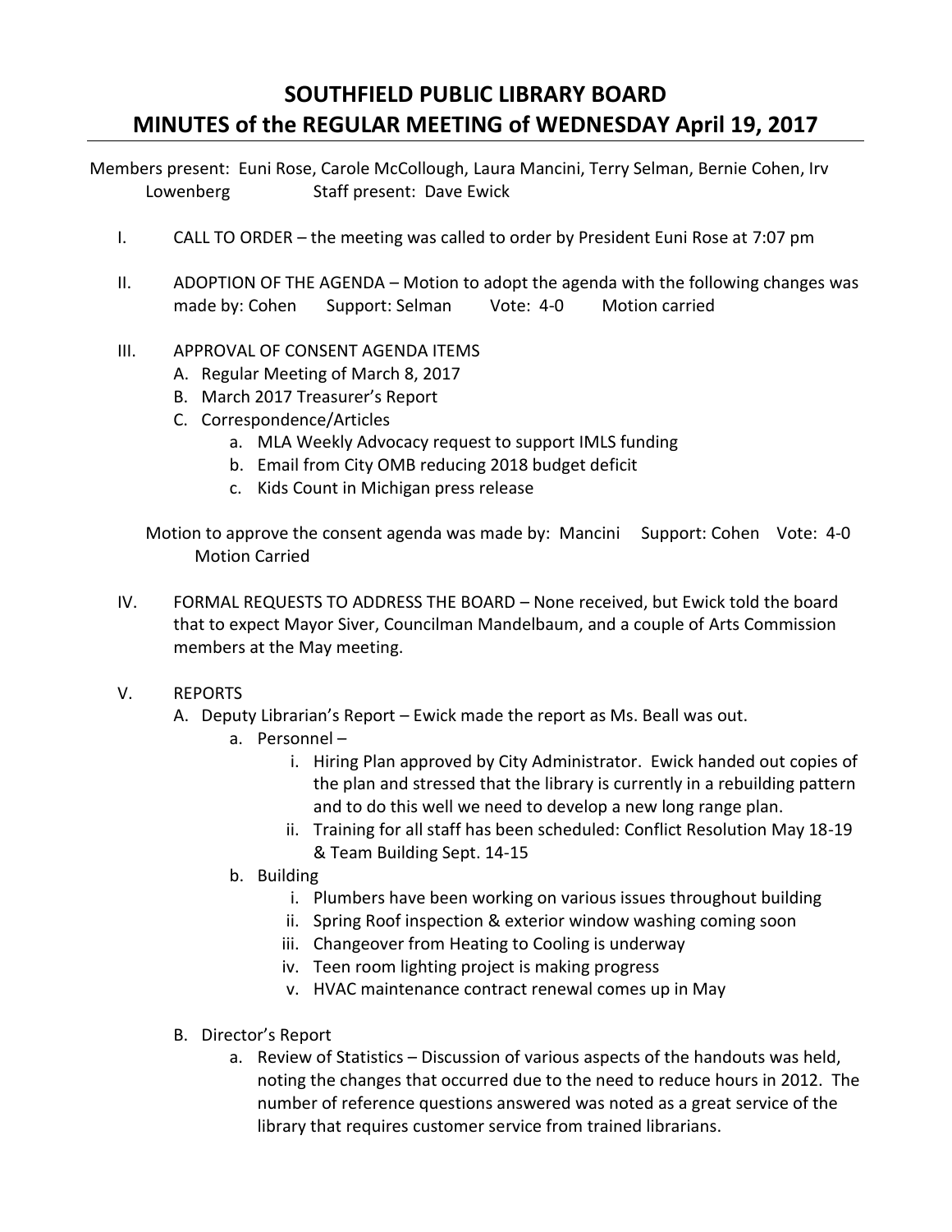# SOUTHFIELD PUBLIC LIBRARY BOARD
# MINUTES of the REGULAR MEETING of WEDNESDAY April 19, 2017

Members present: Euni Rose, Carole McCollough, Laura Mancini, Terry Selman, Bernie Cohen, Irv Lowenberg    Staff present: Dave Ewick

I. CALL TO ORDER – the meeting was called to order by President Euni Rose at 7:07 pm

II. ADOPTION OF THE AGENDA – Motion to adopt the agenda with the following changes was made by: Cohen  Support: Selman  Vote: 4-0  Motion carried

III. APPROVAL OF CONSENT AGENDA ITEMS
   - A. Regular Meeting of March 8, 2017
   - B. March 2017 Treasurer's Report
   - C. Correspondence/Articles
     - a. MLA Weekly Advocacy request to support IMLS funding
     - b. Email from City OMB reducing 2018 budget deficit
     - c. Kids Count in Michigan press release

   Motion to approve the consent agenda was made by: Mancini  Support: Cohen  Vote: 4-0  Motion Carried

IV. FORMAL REQUESTS TO ADDRESS THE BOARD – None received, but Ewick told the board that to expect Mayor Siver, Councilman Mandelbaum, and a couple of Arts Commission members at the May meeting.

V. REPORTS
   - A. Deputy Librarian's Report – Ewick made the report as Ms. Beall was out.
     - a. Personnel –
       - i. Hiring Plan approved by City Administrator. Ewick handed out copies of the plan and stressed that the library is currently in a rebuilding pattern and to do this well we need to develop a new long range plan.
       - ii. Training for all staff has been scheduled: Conflict Resolution May 18-19 & Team Building Sept. 14-15
     - b. Building
       - i. Plumbers have been working on various issues throughout building
       - ii. Spring Roof inspection & exterior window washing coming soon
       - iii. Changeover from Heating to Cooling is underway
       - iv. Teen room lighting project is making progress
       - v. HVAC maintenance contract renewal comes up in May
   - B. Director's Report
     - a. Review of Statistics – Discussion of various aspects of the handouts was held, noting the changes that occurred due to the need to reduce hours in 2012. The number of reference questions answered was noted as a great service of the library that requires customer service from trained librarians.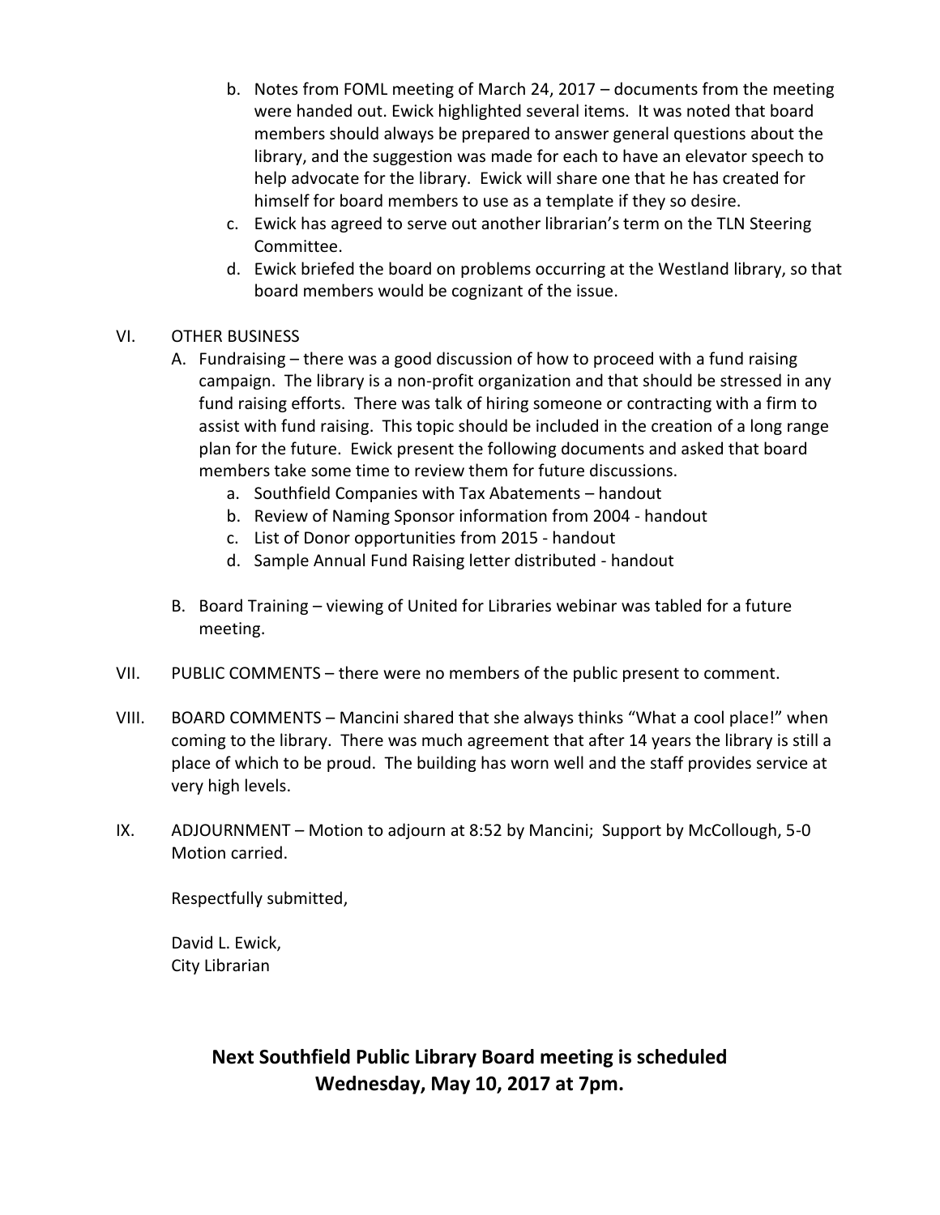b. Notes from FOML meeting of March 24, 2017 – documents from the meeting were handed out. Ewick highlighted several items. It was noted that board members should always be prepared to answer general questions about the library, and the suggestion was made for each to have an elevator speech to help advocate for the library. Ewick will share one that he has created for himself for board members to use as a template if they so desire.
   c. Ewick has agreed to serve out another librarian's term on the TLN Steering Committee.
   d. Ewick briefed the board on problems occurring at the Westland library, so that board members would be cognizant of the issue.

VI. OTHER BUSINESS

A. Fundraising – there was a good discussion of how to proceed with a fund raising campaign. The library is a non-profit organization and that should be stressed in any fund raising efforts. There was talk of hiring someone or contracting with a firm to assist with fund raising. This topic should be included in the creation of a long range plan for the future. Ewick present the following documents and asked that board members take some time to review them for future discussions.
   a. Southfield Companies with Tax Abatements – handout
   b. Review of Naming Sponsor information from 2004 - handout
   c. List of Donor opportunities from 2015 - handout
   d. Sample Annual Fund Raising letter distributed - handout

B. Board Training – viewing of United for Libraries webinar was tabled for a future meeting.

VII. PUBLIC COMMENTS – there were no members of the public present to comment.

VIII. BOARD COMMENTS – Mancini shared that she always thinks "What a cool place!" when coming to the library. There was much agreement that after 14 years the library is still a place of which to be proud. The building has worn well and the staff provides service at very high levels.

IX. ADJOURNMENT – Motion to adjourn at 8:52 by Mancini; Support by McCollough, 5-0 Motion carried.

Respectfully submitted,

David L. Ewick,
City Librarian

**Next Southfield Public Library Board meeting is scheduled Wednesday, May 10, 2017 at 7pm.**